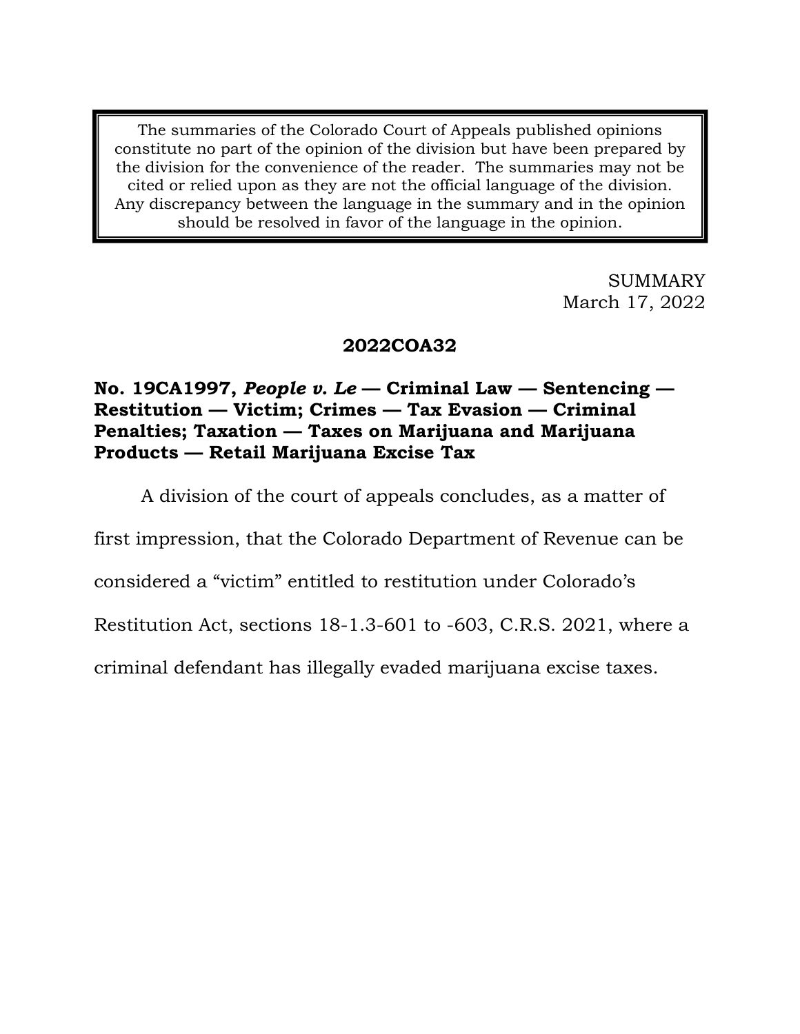The summaries of the Colorado Court of Appeals published opinions constitute no part of the opinion of the division but have been prepared by the division for the convenience of the reader. The summaries may not be cited or relied upon as they are not the official language of the division. Any discrepancy between the language in the summary and in the opinion should be resolved in favor of the language in the opinion.

SUMMARY
March 17, 2022

**2022COA32**

**No. 19CA1997, *People v. Le* — Criminal Law — Sentencing — Restitution — Victim; Crimes — Tax Evasion — Criminal Penalties; Taxation — Taxes on Marijuana and Marijuana Products — Retail Marijuana Excise Tax**

A division of the court of appeals concludes, as a matter of first impression, that the Colorado Department of Revenue can be considered a "victim" entitled to restitution under Colorado's Restitution Act, sections 18-1.3-601 to -603, C.R.S. 2021, where a criminal defendant has illegally evaded marijuana excise taxes.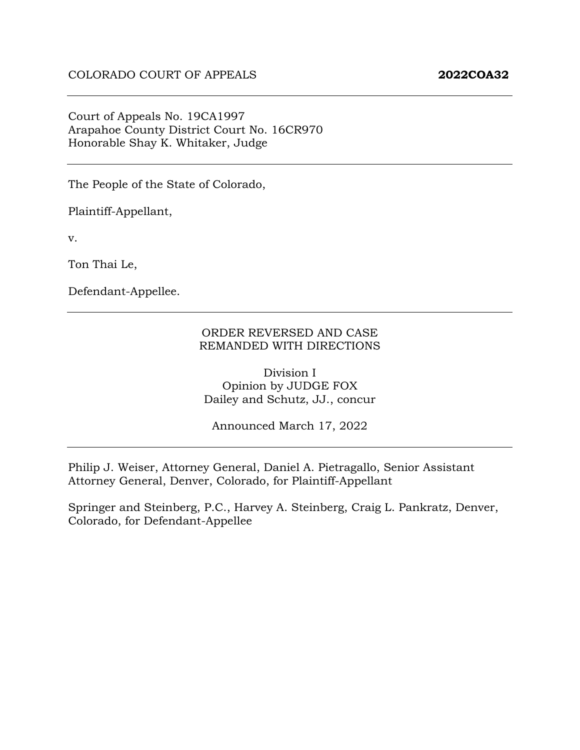COLORADO COURT OF APPEALS **2022COA32**

---

Court of Appeals No. 19CA1997
Arapahoe County District Court No. 16CR970
Honorable Shay K. Whitaker, Judge

---

The People of the State of Colorado,

Plaintiff-Appellant,

v.

Ton Thai Le,

Defendant-Appellee.

---

ORDER REVERSED AND CASE
REMANDED WITH DIRECTIONS

Division I
Opinion by JUDGE FOX
Dailey and Schutz, JJ., concur

Announced March 17, 2022

---

Philip J. Weiser, Attorney General, Daniel A. Pietragallo, Senior Assistant Attorney General, Denver, Colorado, for Plaintiff-Appellant

Springer and Steinberg, P.C., Harvey A. Steinberg, Craig L. Pankratz, Denver, Colorado, for Defendant-Appellee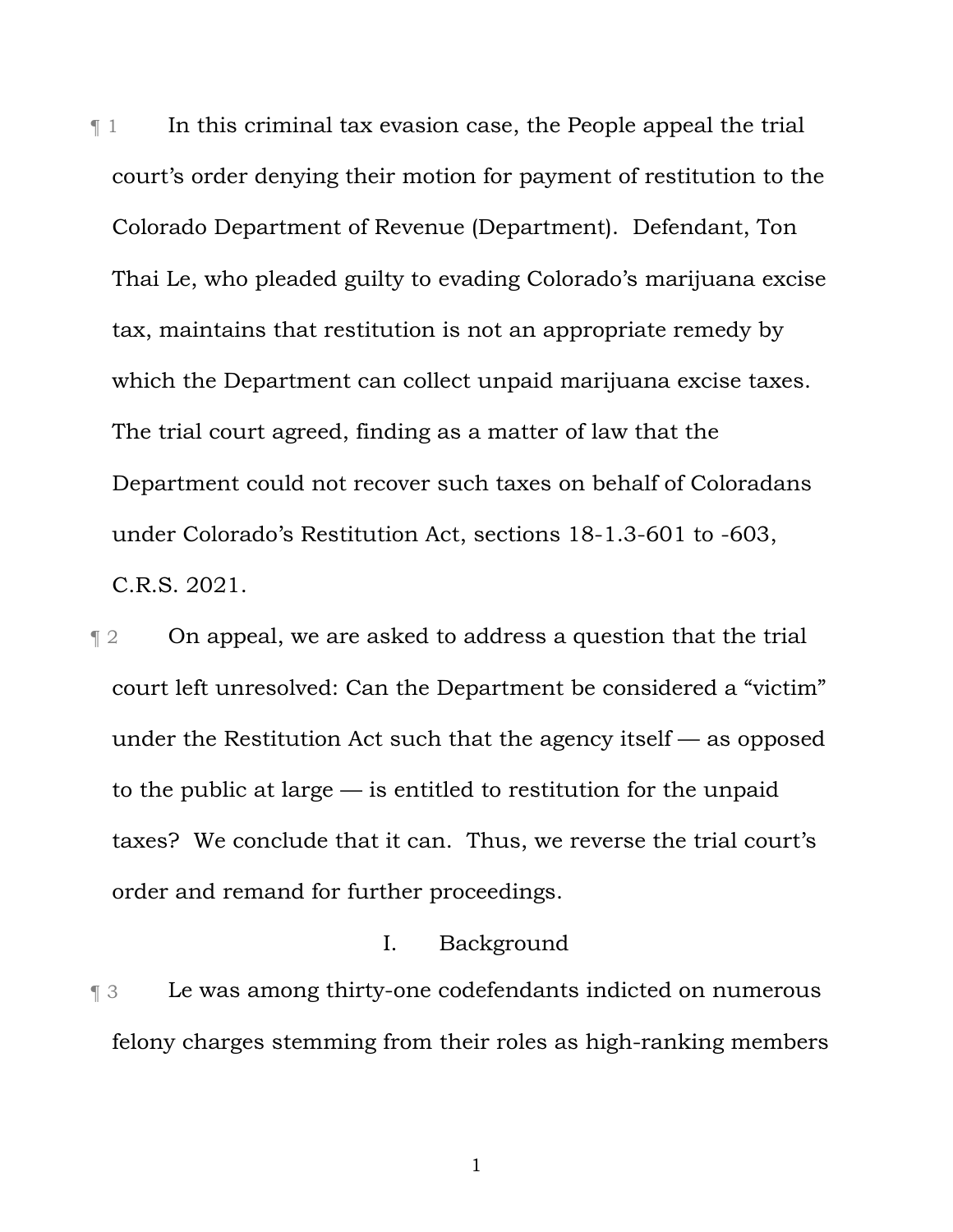¶ 1 In this criminal tax evasion case, the People appeal the trial court's order denying their motion for payment of restitution to the Colorado Department of Revenue (Department). Defendant, Ton Thai Le, who pleaded guilty to evading Colorado's marijuana excise tax, maintains that restitution is not an appropriate remedy by which the Department can collect unpaid marijuana excise taxes. The trial court agreed, finding as a matter of law that the Department could not recover such taxes on behalf of Coloradans under Colorado's Restitution Act, sections 18-1.3-601 to -603, C.R.S. 2021.

¶ 2 On appeal, we are asked to address a question that the trial court left unresolved: Can the Department be considered a "victim" under the Restitution Act such that the agency itself — as opposed to the public at large — is entitled to restitution for the unpaid taxes? We conclude that it can. Thus, we reverse the trial court's order and remand for further proceedings.

## I. Background

¶ 3 Le was among thirty-one codefendants indicted on numerous felony charges stemming from their roles as high-ranking members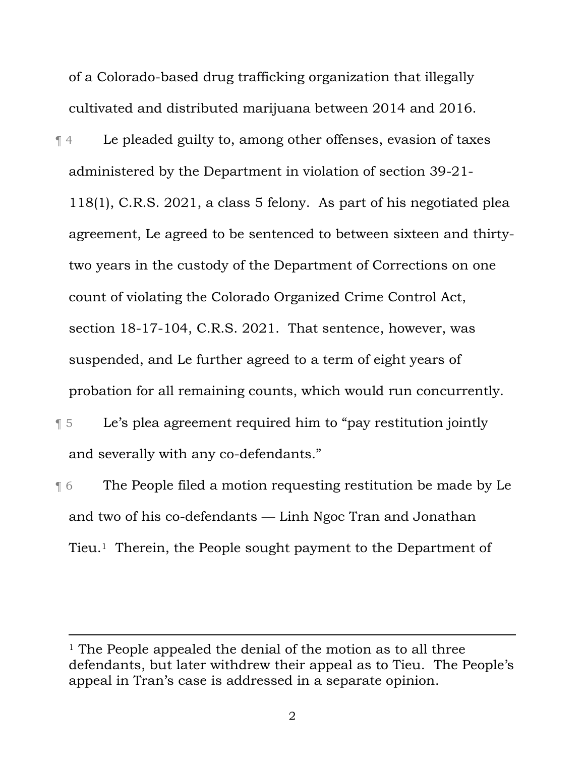of a Colorado-based drug trafficking organization that illegally cultivated and distributed marijuana between 2014 and 2016.

¶ 4 Le pleaded guilty to, among other offenses, evasion of taxes administered by the Department in violation of section 39-21-118(1), C.R.S. 2021, a class 5 felony. As part of his negotiated plea agreement, Le agreed to be sentenced to between sixteen and thirty-two years in the custody of the Department of Corrections on one count of violating the Colorado Organized Crime Control Act, section 18-17-104, C.R.S. 2021. That sentence, however, was suspended, and Le further agreed to a term of eight years of probation for all remaining counts, which would run concurrently.

¶ 5 Le's plea agreement required him to "pay restitution jointly and severally with any co-defendants."

¶ 6 The People filed a motion requesting restitution be made by Le and two of his co-defendants — Linh Ngoc Tran and Jonathan Tieu.[1] Therein, the People sought payment to the Department of

---

[1] The People appealed the denial of the motion as to all three defendants, but later withdrew their appeal as to Tieu. The People's appeal in Tran's case is addressed in a separate opinion.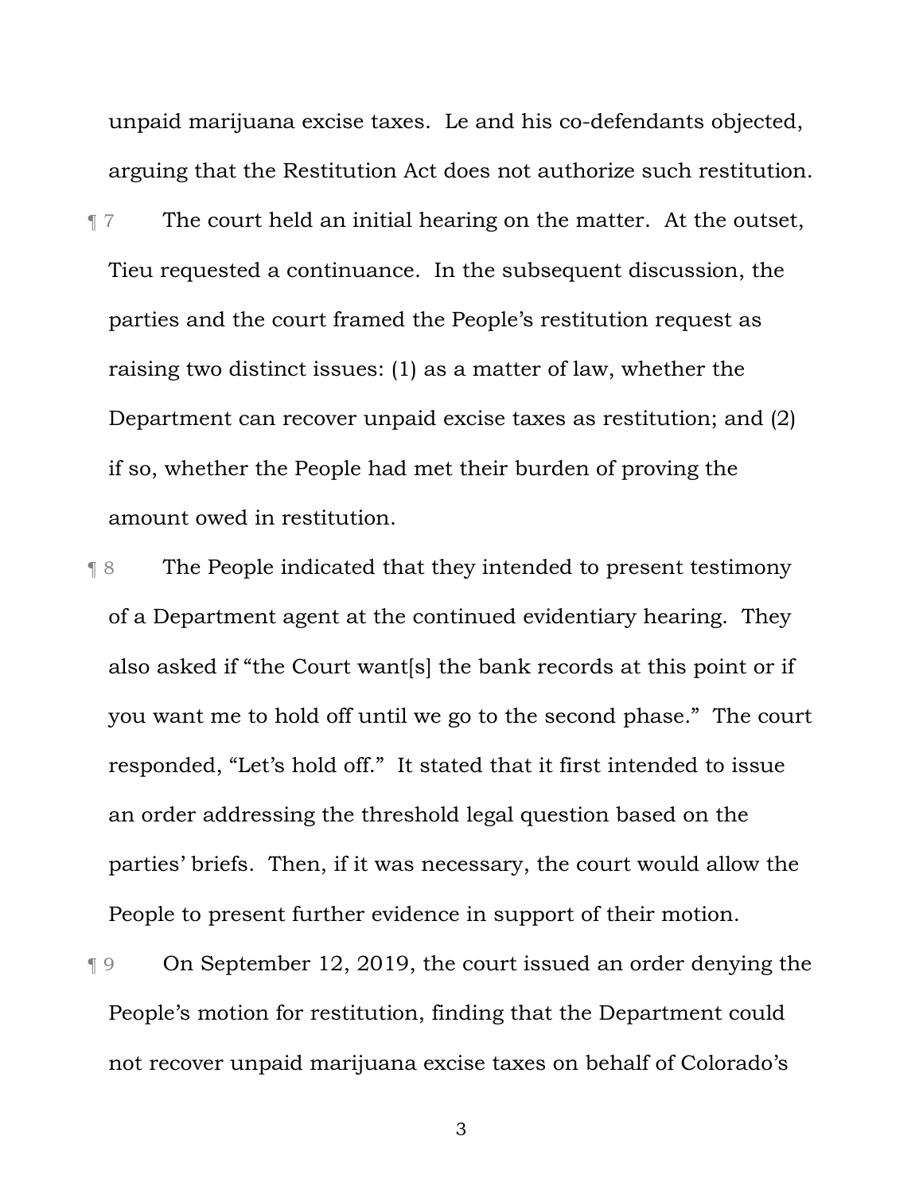unpaid marijuana excise taxes. Le and his co-defendants objected, arguing that the Restitution Act does not authorize such restitution.

¶ 7 The court held an initial hearing on the matter. At the outset, Tieu requested a continuance. In the subsequent discussion, the parties and the court framed the People's restitution request as raising two distinct issues: (1) as a matter of law, whether the Department can recover unpaid excise taxes as restitution; and (2) if so, whether the People had met their burden of proving the amount owed in restitution.

¶ 8 The People indicated that they intended to present testimony of a Department agent at the continued evidentiary hearing. They also asked if "the Court want[s] the bank records at this point or if you want me to hold off until we go to the second phase." The court responded, "Let's hold off." It stated that it first intended to issue an order addressing the threshold legal question based on the parties' briefs. Then, if it was necessary, the court would allow the People to present further evidence in support of their motion.

¶ 9 On September 12, 2019, the court issued an order denying the People's motion for restitution, finding that the Department could not recover unpaid marijuana excise taxes on behalf of Colorado's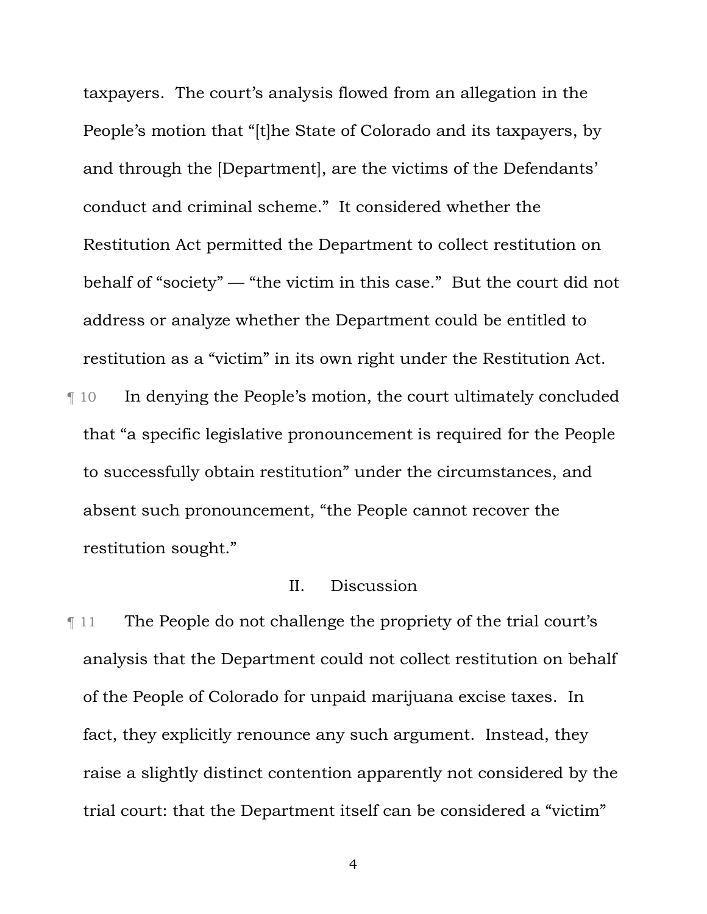taxpayers. The court's analysis flowed from an allegation in the People's motion that "[t]he State of Colorado and its taxpayers, by and through the [Department], are the victims of the Defendants' conduct and criminal scheme." It considered whether the Restitution Act permitted the Department to collect restitution on behalf of "society" — "the victim in this case." But the court did not address or analyze whether the Department could be entitled to restitution as a "victim" in its own right under the Restitution Act.

¶ 10 In denying the People's motion, the court ultimately concluded that "a specific legislative pronouncement is required for the People to successfully obtain restitution" under the circumstances, and absent such pronouncement, "the People cannot recover the restitution sought."

## II. Discussion

¶ 11 The People do not challenge the propriety of the trial court's analysis that the Department could not collect restitution on behalf of the People of Colorado for unpaid marijuana excise taxes. In fact, they explicitly renounce any such argument. Instead, they raise a slightly distinct contention apparently not considered by the trial court: that the Department itself can be considered a "victim"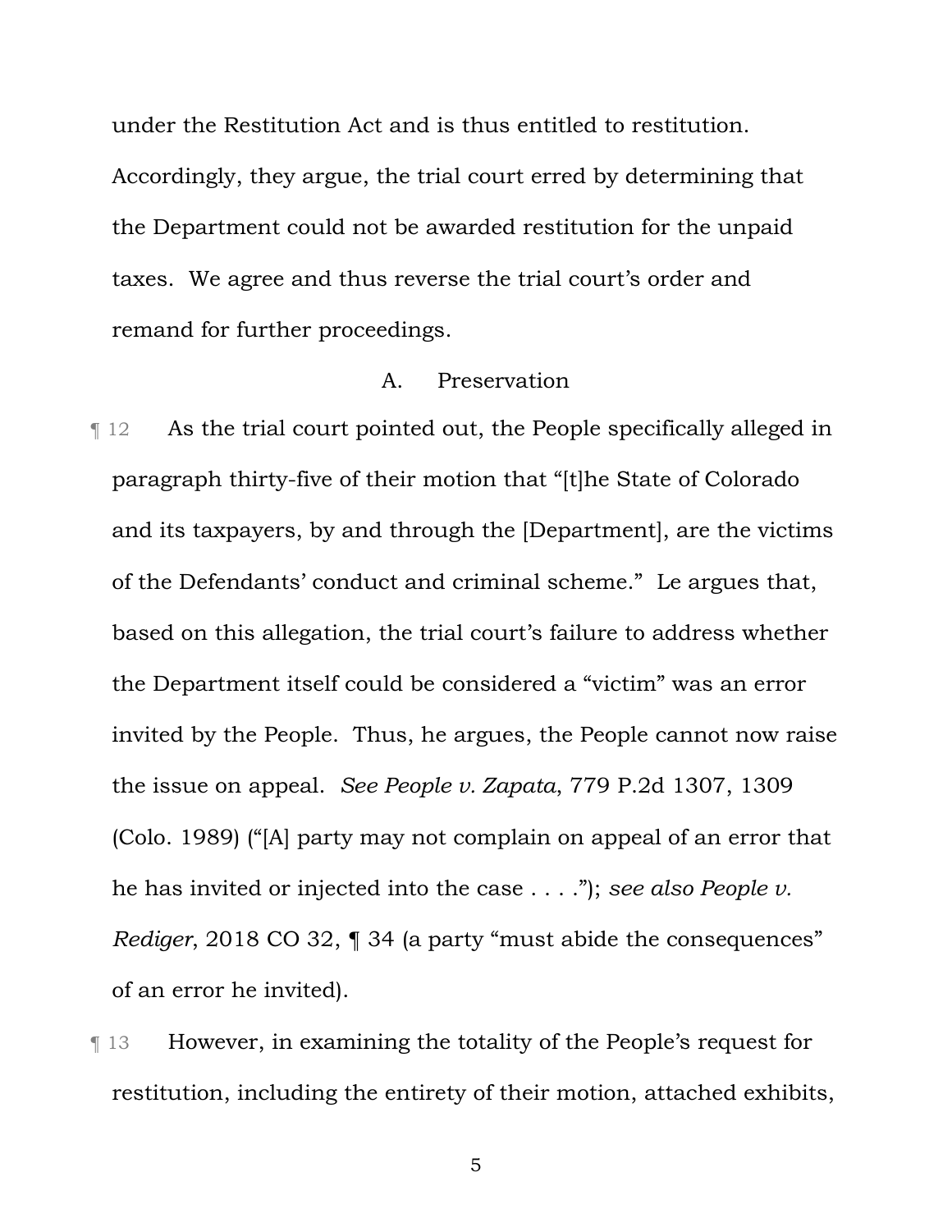under the Restitution Act and is thus entitled to restitution. Accordingly, they argue, the trial court erred by determining that the Department could not be awarded restitution for the unpaid taxes. We agree and thus reverse the trial court's order and remand for further proceedings.

### A. Preservation

¶ 12 As the trial court pointed out, the People specifically alleged in paragraph thirty-five of their motion that "[t]he State of Colorado and its taxpayers, by and through the [Department], are the victims of the Defendants' conduct and criminal scheme." Le argues that, based on this allegation, the trial court's failure to address whether the Department itself could be considered a "victim" was an error invited by the People. Thus, he argues, the People cannot now raise the issue on appeal. *See People v. Zapata*, 779 P.2d 1307, 1309 (Colo. 1989) ("[A] party may not complain on appeal of an error that he has invited or injected into the case . . . ."); *see also People v. Rediger*, 2018 CO 32, ¶ 34 (a party "must abide the consequences" of an error he invited).

¶ 13 However, in examining the totality of the People's request for restitution, including the entirety of their motion, attached exhibits,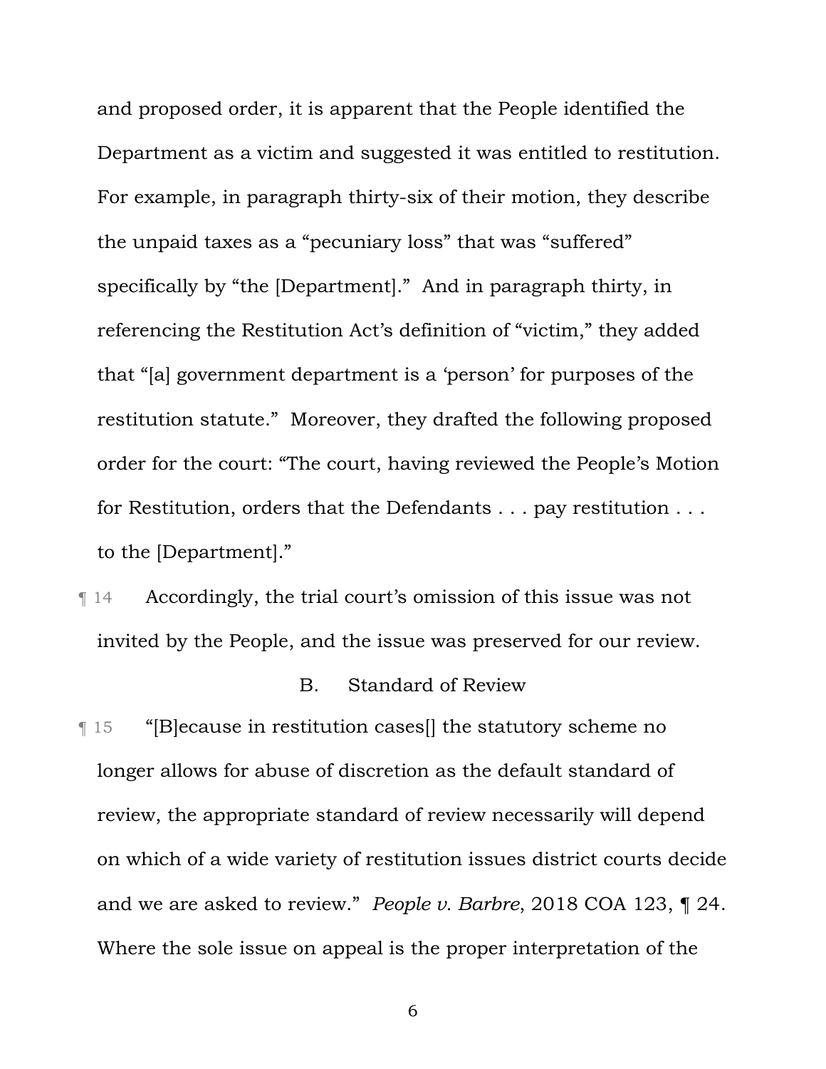and proposed order, it is apparent that the People identified the Department as a victim and suggested it was entitled to restitution. For example, in paragraph thirty-six of their motion, they describe the unpaid taxes as a "pecuniary loss" that was "suffered" specifically by "the [Department]." And in paragraph thirty, in referencing the Restitution Act's definition of "victim," they added that "[a] government department is a 'person' for purposes of the restitution statute." Moreover, they drafted the following proposed order for the court: "The court, having reviewed the People's Motion for Restitution, orders that the Defendants . . . pay restitution . . . to the [Department]."

¶ 14 Accordingly, the trial court's omission of this issue was not invited by the People, and the issue was preserved for our review.

### B. Standard of Review

¶ 15 "[B]ecause in restitution cases[] the statutory scheme no longer allows for abuse of discretion as the default standard of review, the appropriate standard of review necessarily will depend on which of a wide variety of restitution issues district courts decide and we are asked to review." *People v. Barbre*, 2018 COA 123, ¶ 24. Where the sole issue on appeal is the proper interpretation of the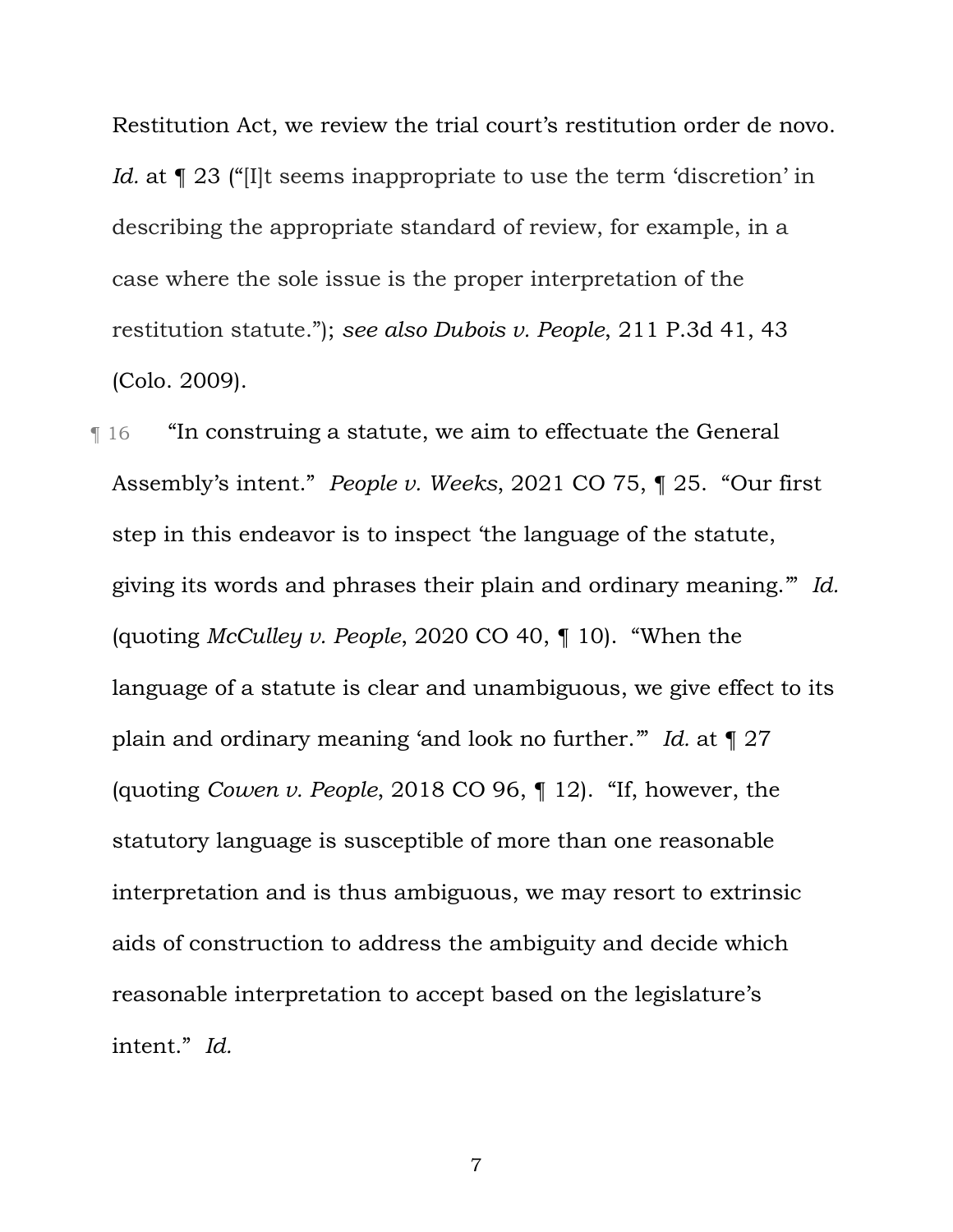Restitution Act, we review the trial court's restitution order de novo. *Id.* at ¶ 23 ("[I]t seems inappropriate to use the term 'discretion' in describing the appropriate standard of review, for example, in a case where the sole issue is the proper interpretation of the restitution statute."); *see also Dubois v. People*, 211 P.3d 41, 43 (Colo. 2009).

¶ 16 "In construing a statute, we aim to effectuate the General Assembly's intent." *People v. Weeks*, 2021 CO 75, ¶ 25. "Our first step in this endeavor is to inspect 'the language of the statute, giving its words and phrases their plain and ordinary meaning.'" *Id.* (quoting *McCulley v. People*, 2020 CO 40, ¶ 10). "When the language of a statute is clear and unambiguous, we give effect to its plain and ordinary meaning 'and look no further.'" *Id.* at ¶ 27 (quoting *Cowen v. People*, 2018 CO 96, ¶ 12). "If, however, the statutory language is susceptible of more than one reasonable interpretation and is thus ambiguous, we may resort to extrinsic aids of construction to address the ambiguity and decide which reasonable interpretation to accept based on the legislature's intent." *Id.*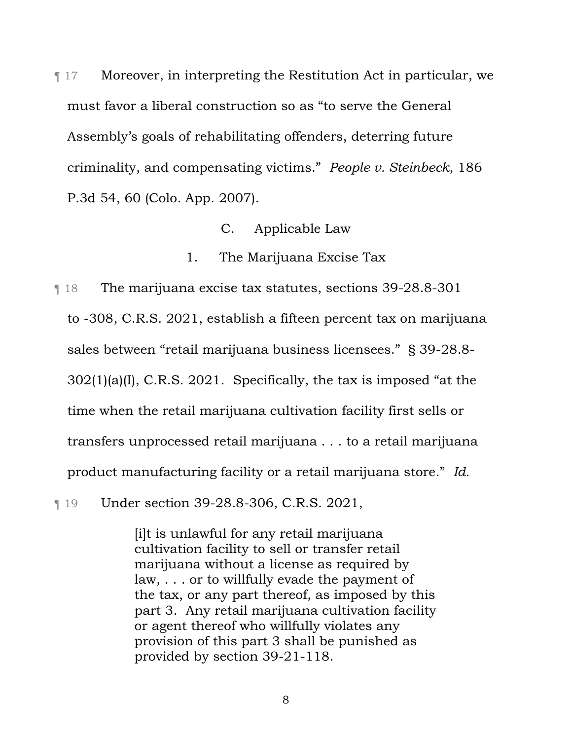¶ 17 Moreover, in interpreting the Restitution Act in particular, we must favor a liberal construction so as "to serve the General Assembly's goals of rehabilitating offenders, deterring future criminality, and compensating victims." *People v. Steinbeck*, 186 P.3d 54, 60 (Colo. App. 2007).

### C. Applicable Law

#### 1. The Marijuana Excise Tax

¶ 18 The marijuana excise tax statutes, sections 39-28.8-301 to -308, C.R.S. 2021, establish a fifteen percent tax on marijuana sales between "retail marijuana business licensees." § 39-28.8-302(1)(a)(I), C.R.S. 2021. Specifically, the tax is imposed "at the time when the retail marijuana cultivation facility first sells or transfers unprocessed retail marijuana . . . to a retail marijuana product manufacturing facility or a retail marijuana store." *Id.*

¶ 19 Under section 39-28.8-306, C.R.S. 2021,

> [i]t is unlawful for any retail marijuana cultivation facility to sell or transfer retail marijuana without a license as required by law, . . . or to willfully evade the payment of the tax, or any part thereof, as imposed by this part 3. Any retail marijuana cultivation facility or agent thereof who willfully violates any provision of this part 3 shall be punished as provided by section 39-21-118.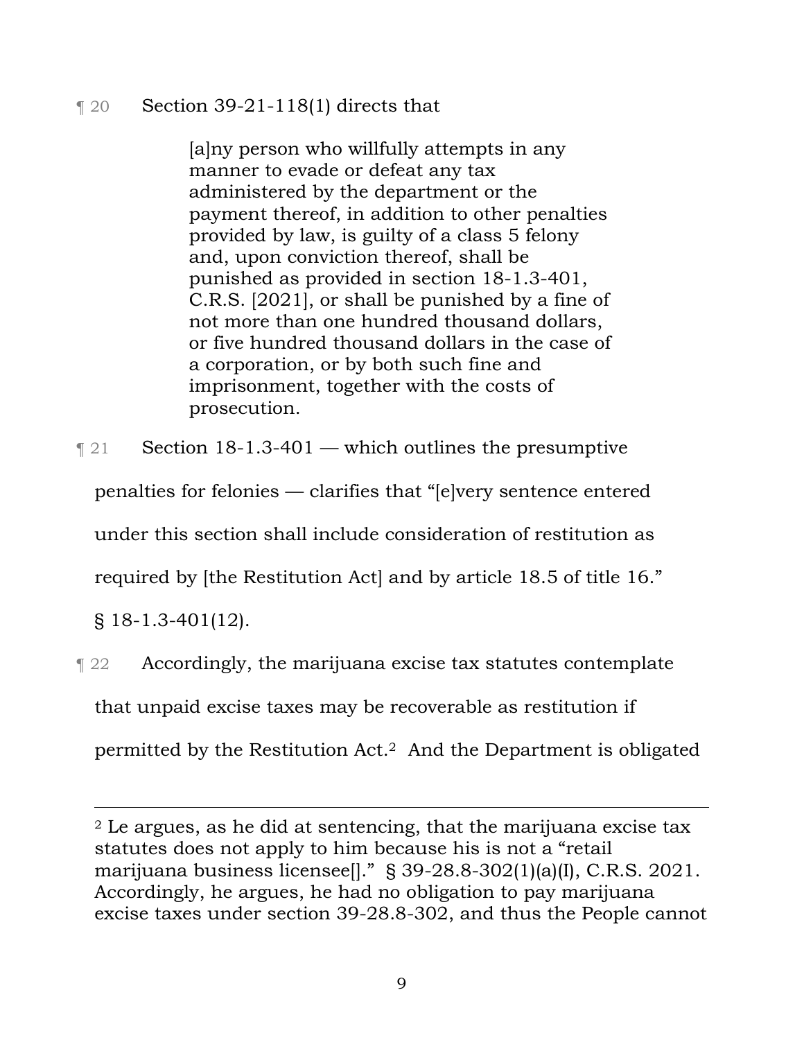¶ 20 Section 39-21-118(1) directs that

> [a]ny person who willfully attempts in any manner to evade or defeat any tax administered by the department or the payment thereof, in addition to other penalties provided by law, is guilty of a class 5 felony and, upon conviction thereof, shall be punished as provided in section 18-1.3-401, C.R.S. [2021], or shall be punished by a fine of not more than one hundred thousand dollars, or five hundred thousand dollars in the case of a corporation, or by both such fine and imprisonment, together with the costs of prosecution.

¶ 21 Section 18-1.3-401 — which outlines the presumptive penalties for felonies — clarifies that "[e]very sentence entered under this section shall include consideration of restitution as required by [the Restitution Act] and by article 18.5 of title 16." § 18-1.3-401(12).

¶ 22 Accordingly, the marijuana excise tax statutes contemplate that unpaid excise taxes may be recoverable as restitution if permitted by the Restitution Act.[2] And the Department is obligated

---

[2] Le argues, as he did at sentencing, that the marijuana excise tax statutes does not apply to him because his is not a "retail marijuana business licensee[]." § 39-28.8-302(1)(a)(I), C.R.S. 2021. Accordingly, he argues, he had no obligation to pay marijuana excise taxes under section 39-28.8-302, and thus the People cannot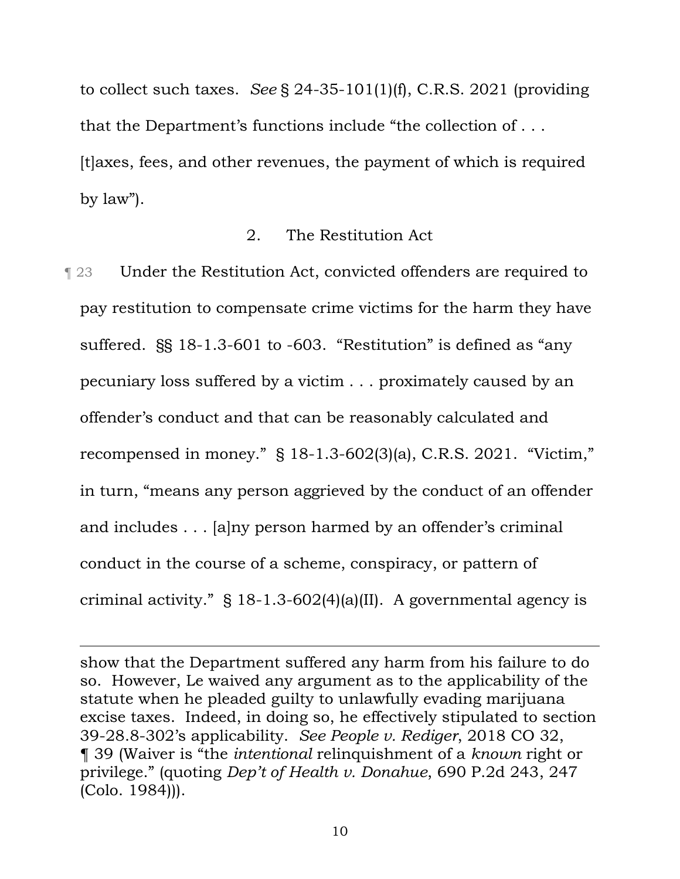to collect such taxes. *See* § 24-35-101(1)(f), C.R.S. 2021 (providing that the Department's functions include "the collection of . . . [t]axes, fees, and other revenues, the payment of which is required by law").

### 2. The Restitution Act

¶ 23 Under the Restitution Act, convicted offenders are required to pay restitution to compensate crime victims for the harm they have suffered. §§ 18-1.3-601 to -603. "Restitution" is defined as "any pecuniary loss suffered by a victim . . . proximately caused by an offender's conduct and that can be reasonably calculated and recompensed in money." § 18-1.3-602(3)(a), C.R.S. 2021. "Victim," in turn, "means any person aggrieved by the conduct of an offender and includes . . . [a]ny person harmed by an offender's criminal conduct in the course of a scheme, conspiracy, or pattern of criminal activity." § 18-1.3-602(4)(a)(II). A governmental agency is

---

show that the Department suffered any harm from his failure to do so. However, Le waived any argument as to the applicability of the statute when he pleaded guilty to unlawfully evading marijuana excise taxes. Indeed, in doing so, he effectively stipulated to section 39-28.8-302's applicability. *See People v. Rediger*, 2018 CO 32, ¶ 39 (Waiver is "the *intentional* relinquishment of a *known* right or privilege." (quoting *Dep't of Health v. Donahue*, 690 P.2d 243, 247 (Colo. 1984))).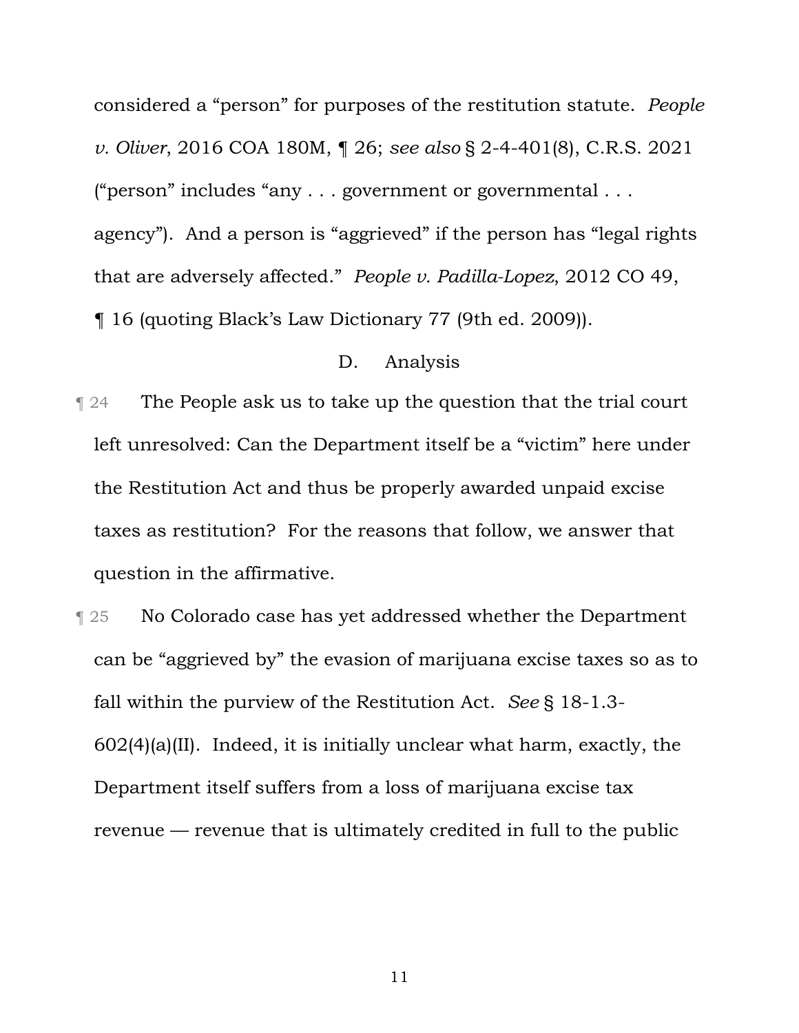considered a "person" for purposes of the restitution statute. *People v. Oliver*, 2016 COA 180M, ¶ 26; *see also* § 2-4-401(8), C.R.S. 2021 ("person" includes "any . . . government or governmental . . . agency"). And a person is "aggrieved" if the person has "legal rights that are adversely affected." *People v. Padilla-Lopez*, 2012 CO 49, ¶ 16 (quoting Black's Law Dictionary 77 (9th ed. 2009)).

### D. Analysis

¶ 24 The People ask us to take up the question that the trial court left unresolved: Can the Department itself be a "victim" here under the Restitution Act and thus be properly awarded unpaid excise taxes as restitution? For the reasons that follow, we answer that question in the affirmative.

¶ 25 No Colorado case has yet addressed whether the Department can be "aggrieved by" the evasion of marijuana excise taxes so as to fall within the purview of the Restitution Act. *See* § 18-1.3-602(4)(a)(II). Indeed, it is initially unclear what harm, exactly, the Department itself suffers from a loss of marijuana excise tax revenue — revenue that is ultimately credited in full to the public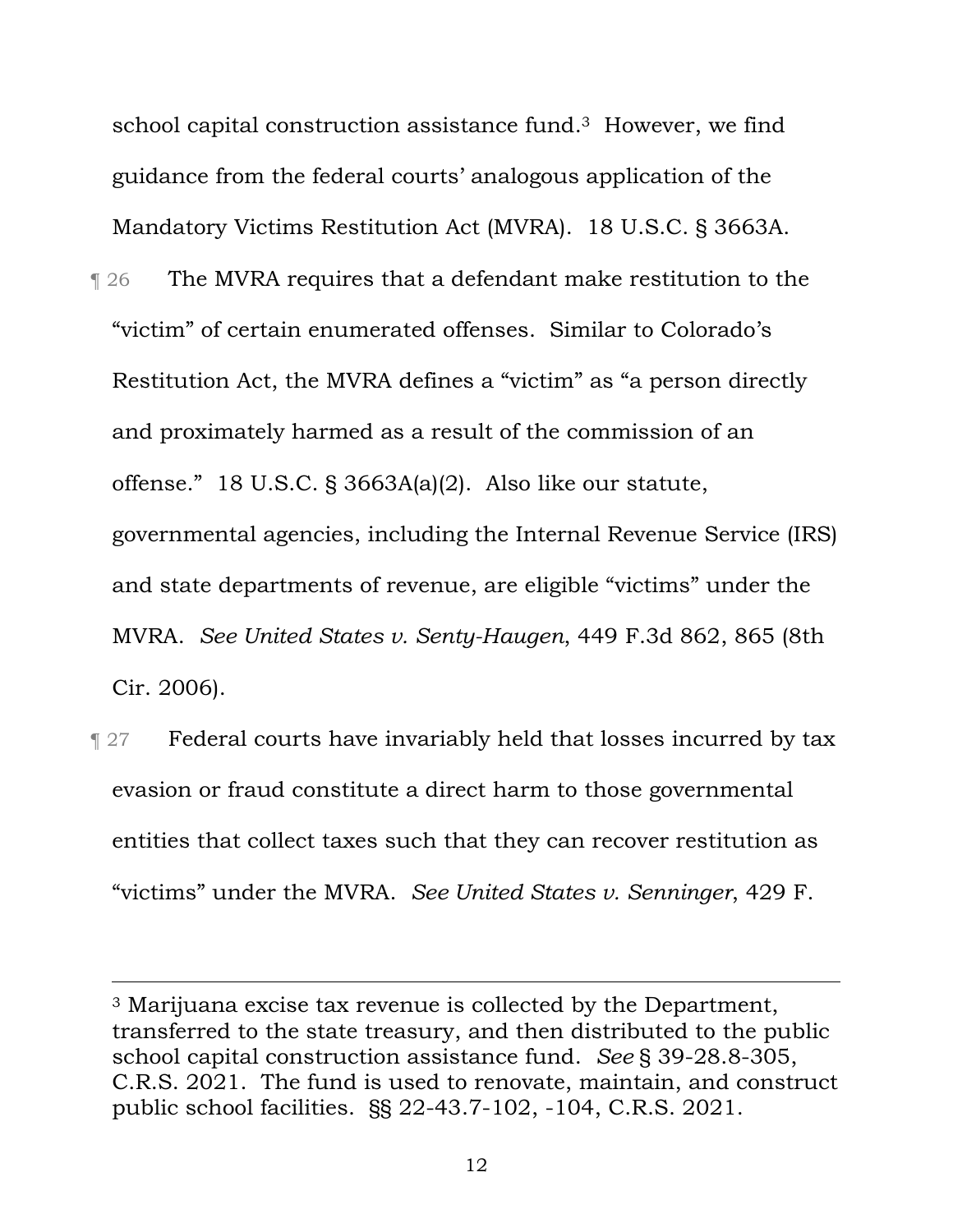school capital construction assistance fund.[3] However, we find guidance from the federal courts' analogous application of the Mandatory Victims Restitution Act (MVRA). 18 U.S.C. § 3663A.

¶ 26 The MVRA requires that a defendant make restitution to the "victim" of certain enumerated offenses. Similar to Colorado's Restitution Act, the MVRA defines a "victim" as "a person directly and proximately harmed as a result of the commission of an offense." 18 U.S.C. § 3663A(a)(2). Also like our statute, governmental agencies, including the Internal Revenue Service (IRS) and state departments of revenue, are eligible "victims" under the MVRA. *See United States v. Senty-Haugen*, 449 F.3d 862, 865 (8th Cir. 2006).

¶ 27 Federal courts have invariably held that losses incurred by tax evasion or fraud constitute a direct harm to those governmental entities that collect taxes such that they can recover restitution as "victims" under the MVRA. *See United States v. Senninger*, 429 F.

---

[3] Marijuana excise tax revenue is collected by the Department, transferred to the state treasury, and then distributed to the public school capital construction assistance fund. *See* § 39-28.8-305, C.R.S. 2021. The fund is used to renovate, maintain, and construct public school facilities. §§ 22-43.7-102, -104, C.R.S. 2021.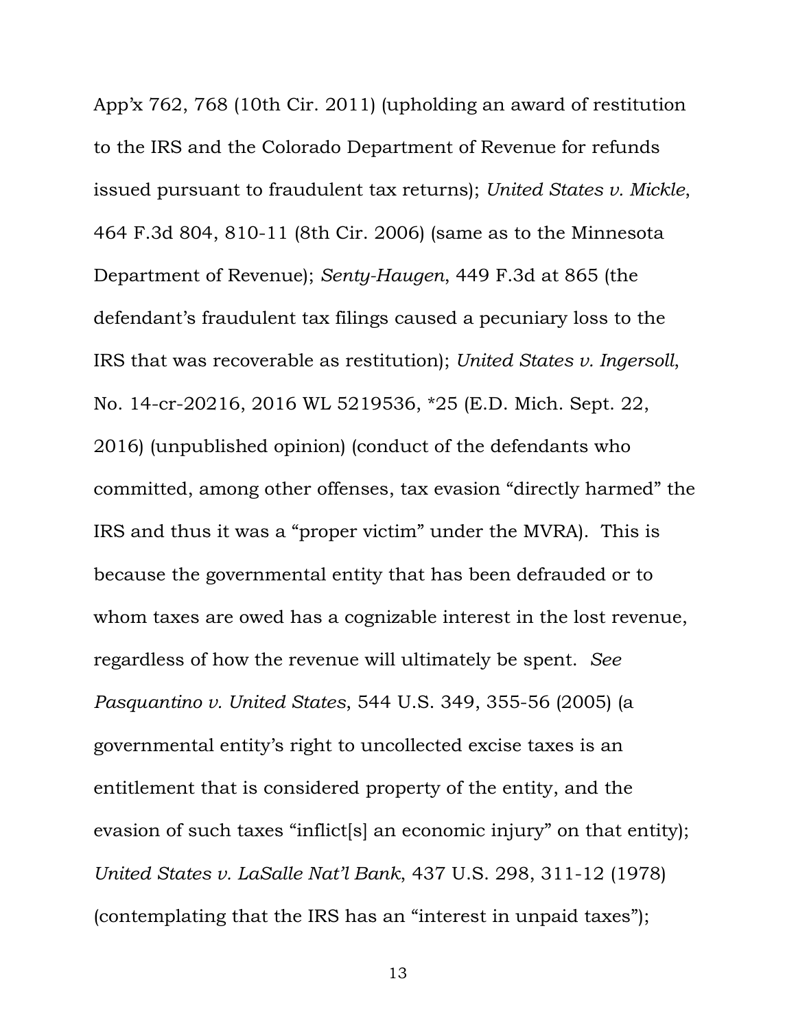App'x 762, 768 (10th Cir. 2011) (upholding an award of restitution to the IRS and the Colorado Department of Revenue for refunds issued pursuant to fraudulent tax returns); *United States v. Mickle*, 464 F.3d 804, 810-11 (8th Cir. 2006) (same as to the Minnesota Department of Revenue); *Senty-Haugen*, 449 F.3d at 865 (the defendant's fraudulent tax filings caused a pecuniary loss to the IRS that was recoverable as restitution); *United States v. Ingersoll*, No. 14-cr-20216, 2016 WL 5219536, *25 (E.D. Mich. Sept. 22, 2016) (unpublished opinion) (conduct of the defendants who committed, among other offenses, tax evasion "directly harmed" the IRS and thus it was a "proper victim" under the MVRA). This is because the governmental entity that has been defrauded or to whom taxes are owed has a cognizable interest in the lost revenue, regardless of how the revenue will ultimately be spent. *See Pasquantino v. United States*, 544 U.S. 349, 355-56 (2005) (a governmental entity's right to uncollected excise taxes is an entitlement that is considered property of the entity, and the evasion of such taxes "inflict[s] an economic injury" on that entity); *United States v. LaSalle Nat'l Bank*, 437 U.S. 298, 311-12 (1978) (contemplating that the IRS has an "interest in unpaid taxes");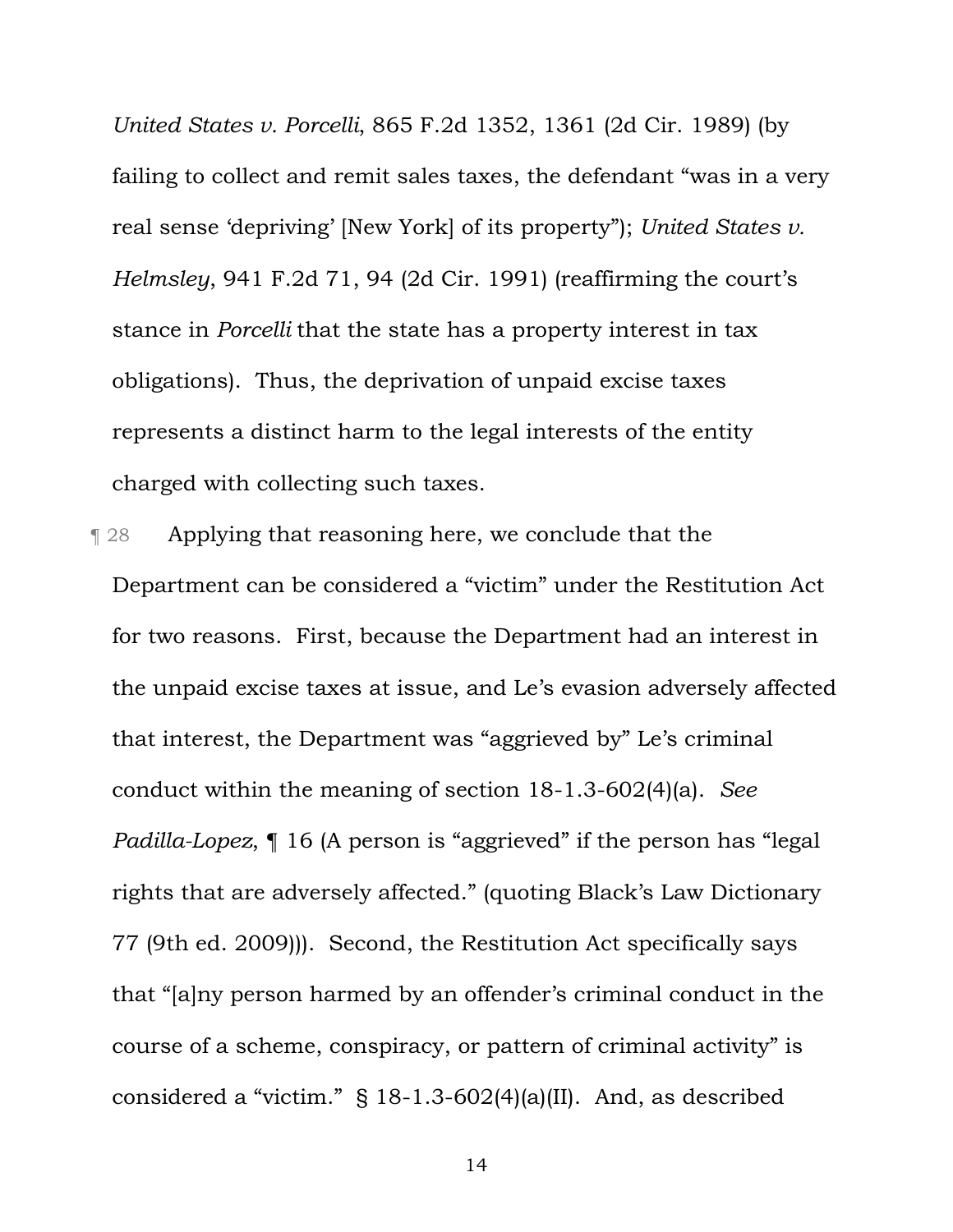*United States v. Porcelli*, 865 F.2d 1352, 1361 (2d Cir. 1989) (by failing to collect and remit sales taxes, the defendant "was in a very real sense 'depriving' [New York] of its property"); *United States v. Helmsley*, 941 F.2d 71, 94 (2d Cir. 1991) (reaffirming the court's stance in *Porcelli* that the state has a property interest in tax obligations). Thus, the deprivation of unpaid excise taxes represents a distinct harm to the legal interests of the entity charged with collecting such taxes.

¶ 28 Applying that reasoning here, we conclude that the Department can be considered a "victim" under the Restitution Act for two reasons. First, because the Department had an interest in the unpaid excise taxes at issue, and Le's evasion adversely affected that interest, the Department was "aggrieved by" Le's criminal conduct within the meaning of section 18-1.3-602(4)(a). *See Padilla-Lopez*, ¶ 16 (A person is "aggrieved" if the person has "legal rights that are adversely affected." (quoting Black's Law Dictionary 77 (9th ed. 2009))). Second, the Restitution Act specifically says that "[a]ny person harmed by an offender's criminal conduct in the course of a scheme, conspiracy, or pattern of criminal activity" is considered a "victim." § 18-1.3-602(4)(a)(II). And, as described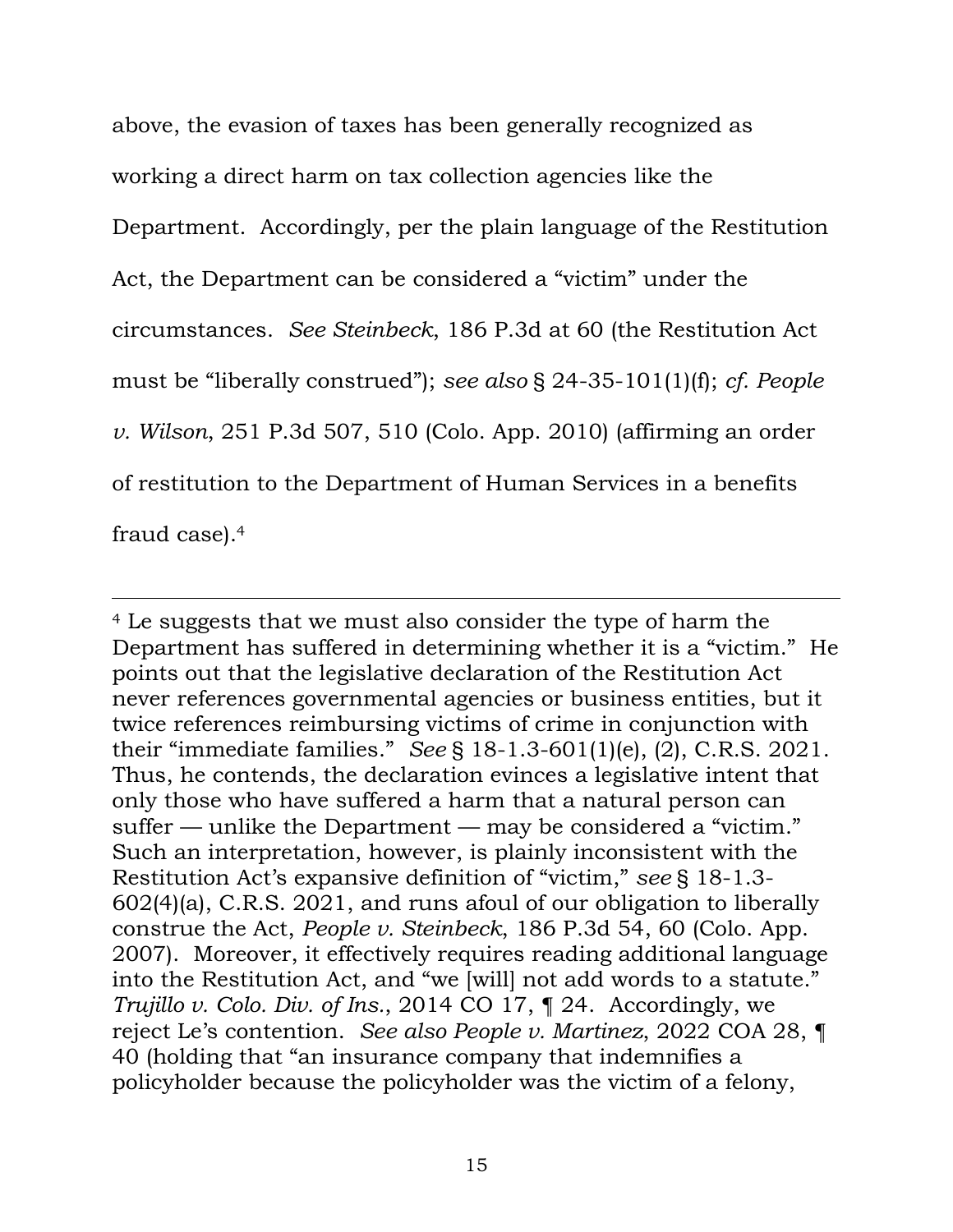above, the evasion of taxes has been generally recognized as working a direct harm on tax collection agencies like the Department. Accordingly, per the plain language of the Restitution Act, the Department can be considered a "victim" under the circumstances. *See Steinbeck*, 186 P.3d at 60 (the Restitution Act must be "liberally construed"); *see also* § 24-35-101(1)(f); *cf. People v. Wilson*, 251 P.3d 507, 510 (Colo. App. 2010) (affirming an order of restitution to the Department of Human Services in a benefits fraud case).[4]

---

[4] Le suggests that we must also consider the type of harm the Department has suffered in determining whether it is a "victim." He points out that the legislative declaration of the Restitution Act never references governmental agencies or business entities, but it twice references reimbursing victims of crime in conjunction with their "immediate families." *See* § 18-1.3-601(1)(e), (2), C.R.S. 2021. Thus, he contends, the declaration evinces a legislative intent that only those who have suffered a harm that a natural person can suffer — unlike the Department — may be considered a "victim." Such an interpretation, however, is plainly inconsistent with the Restitution Act's expansive definition of "victim," *see* § 18-1.3-602(4)(a), C.R.S. 2021, and runs afoul of our obligation to liberally construe the Act, *People v. Steinbeck*, 186 P.3d 54, 60 (Colo. App. 2007). Moreover, it effectively requires reading additional language into the Restitution Act, and "we [will] not add words to a statute." *Trujillo v. Colo. Div. of Ins.*, 2014 CO 17, ¶ 24. Accordingly, we reject Le's contention. *See also People v. Martinez*, 2022 COA 28, ¶ 40 (holding that "an insurance company that indemnifies a policyholder because the policyholder was the victim of a felony,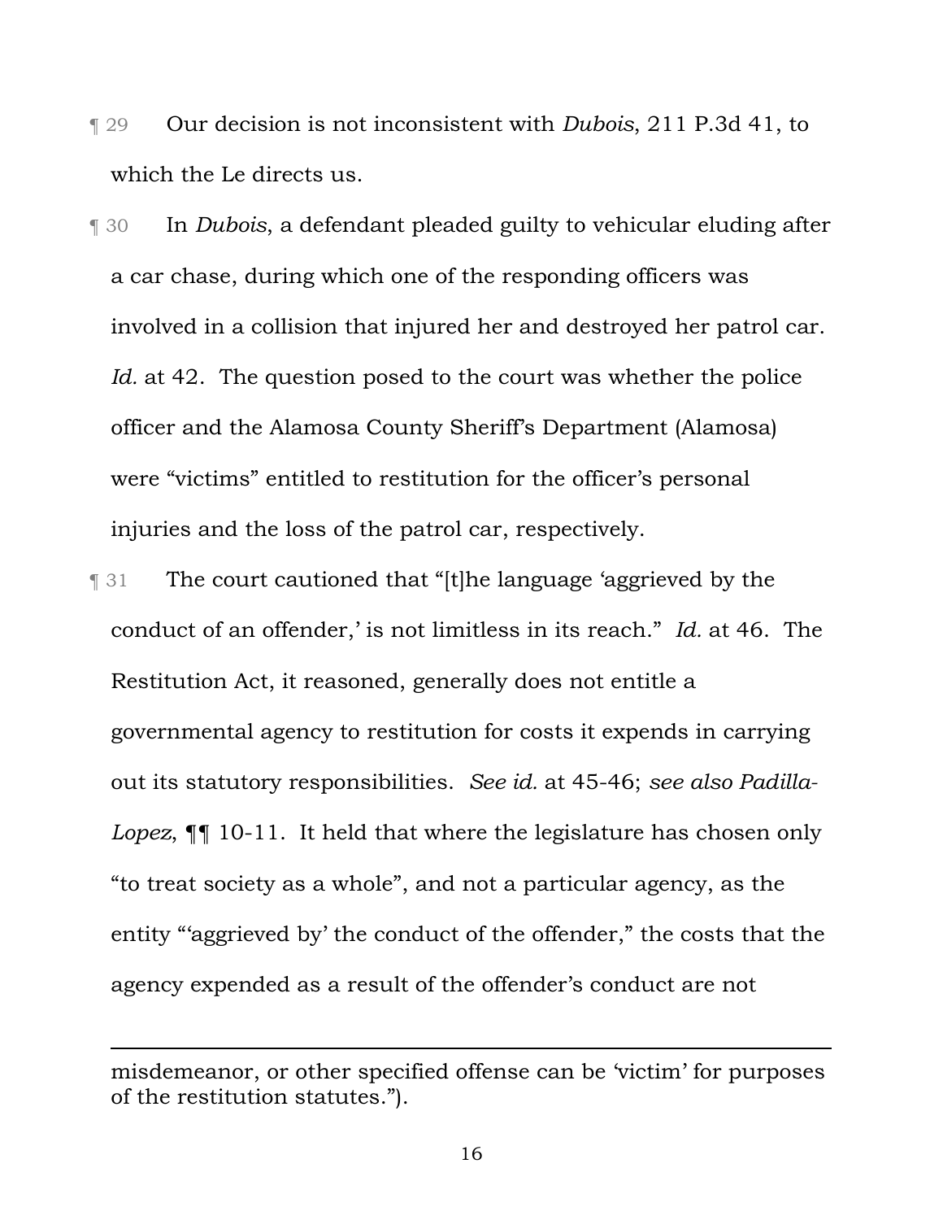¶ 29 Our decision is not inconsistent with *Dubois*, 211 P.3d 41, to which the Le directs us.

¶ 30 In *Dubois*, a defendant pleaded guilty to vehicular eluding after a car chase, during which one of the responding officers was involved in a collision that injured her and destroyed her patrol car. *Id.* at 42. The question posed to the court was whether the police officer and the Alamosa County Sheriff's Department (Alamosa) were "victims" entitled to restitution for the officer's personal injuries and the loss of the patrol car, respectively.

¶ 31 The court cautioned that "[t]he language 'aggrieved by the conduct of an offender,' is not limitless in its reach." *Id.* at 46. The Restitution Act, it reasoned, generally does not entitle a governmental agency to restitution for costs it expends in carrying out its statutory responsibilities. *See id.* at 45-46; *see also Padilla-Lopez*, ¶¶ 10-11. It held that where the legislature has chosen only "to treat society as a whole", and not a particular agency, as the entity "'aggrieved by' the conduct of the offender," the costs that the agency expended as a result of the offender's conduct are not

---

misdemeanor, or other specified offense can be 'victim' for purposes of the restitution statutes.").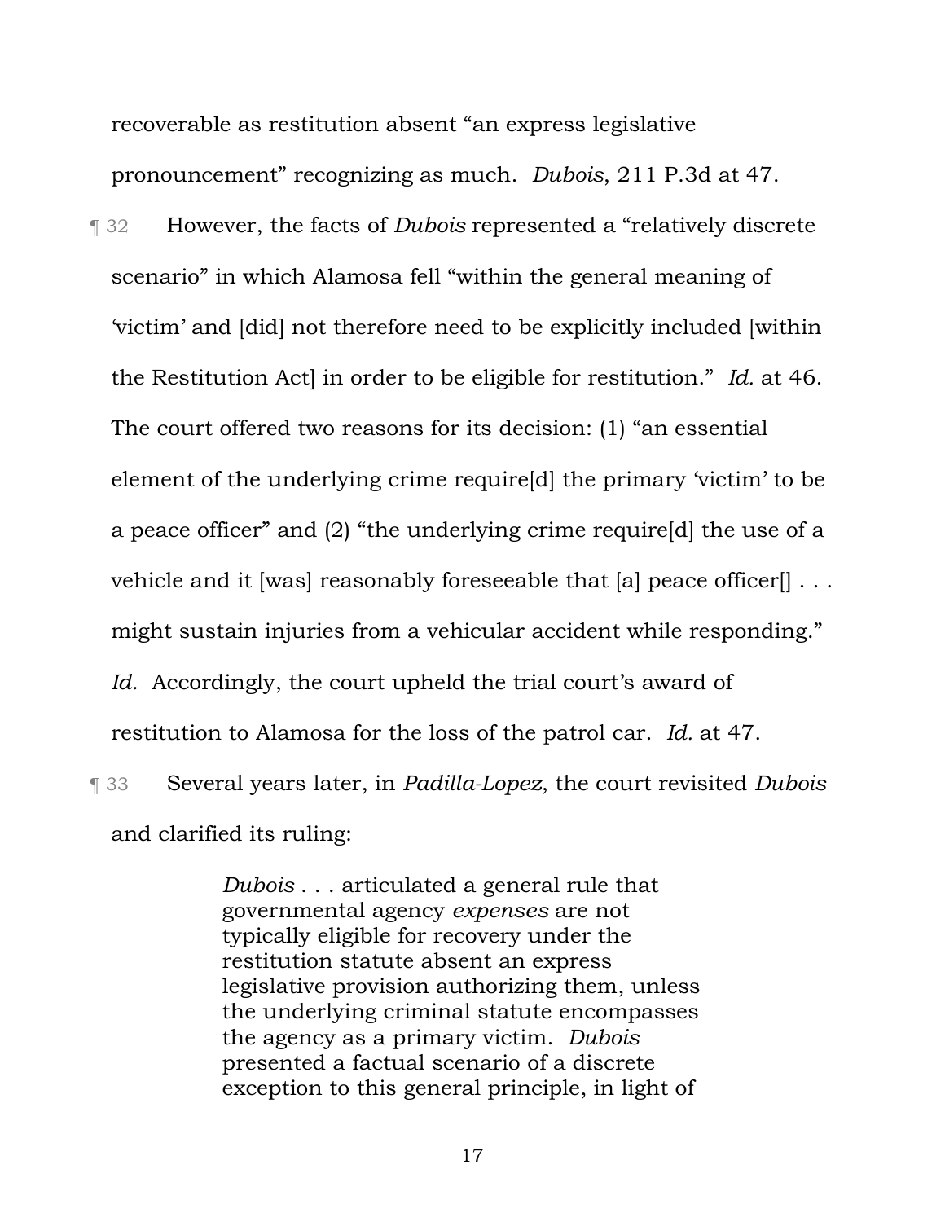recoverable as restitution absent “an express legislative pronouncement” recognizing as much. *Dubois*, 211 P.3d at 47.

¶ 32 However, the facts of *Dubois* represented a “relatively discrete scenario” in which Alamosa fell “within the general meaning of ‘victim’ and [did] not therefore need to be explicitly included [within the Restitution Act] in order to be eligible for restitution.” *Id.* at 46. The court offered two reasons for its decision: (1) “an essential element of the underlying crime require[d] the primary ‘victim’ to be a peace officer” and (2) “the underlying crime require[d] the use of a vehicle and it [was] reasonably foreseeable that [a] peace officer[] . . . might sustain injuries from a vehicular accident while responding.” *Id.* Accordingly, the court upheld the trial court’s award of restitution to Alamosa for the loss of the patrol car. *Id.* at 47.

¶ 33 Several years later, in *Padilla-Lopez*, the court revisited *Dubois* and clarified its ruling:

> *Dubois* . . . articulated a general rule that governmental agency *expenses* are not typically eligible for recovery under the restitution statute absent an express legislative provision authorizing them, unless the underlying criminal statute encompasses the agency as a primary victim. *Dubois* presented a factual scenario of a discrete exception to this general principle, in light of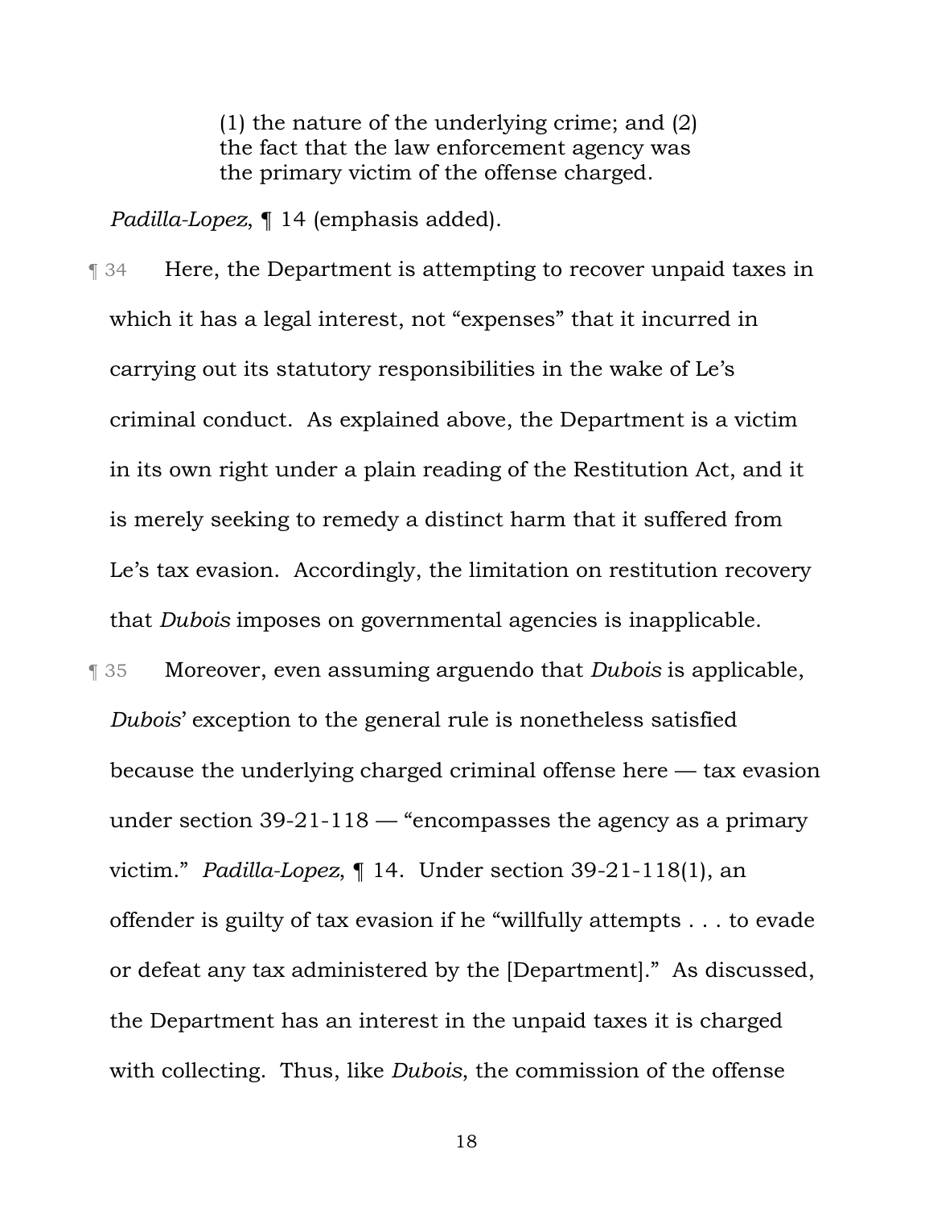> (1) the nature of the underlying crime; and (2) the fact that the law enforcement agency was the primary victim of the offense charged.

*Padilla-Lopez*, ¶ 14 (emphasis added).

¶ 34 Here, the Department is attempting to recover unpaid taxes in which it has a legal interest, not "expenses" that it incurred in carrying out its statutory responsibilities in the wake of Le's criminal conduct. As explained above, the Department is a victim in its own right under a plain reading of the Restitution Act, and it is merely seeking to remedy a distinct harm that it suffered from Le's tax evasion. Accordingly, the limitation on restitution recovery that *Dubois* imposes on governmental agencies is inapplicable.

¶ 35 Moreover, even assuming arguendo that *Dubois* is applicable, *Dubois*' exception to the general rule is nonetheless satisfied because the underlying charged criminal offense here — tax evasion under section 39-21-118 — "encompasses the agency as a primary victim." *Padilla-Lopez*, ¶ 14. Under section 39-21-118(1), an offender is guilty of tax evasion if he "willfully attempts . . . to evade or defeat any tax administered by the [Department]." As discussed, the Department has an interest in the unpaid taxes it is charged with collecting. Thus, like *Dubois*, the commission of the offense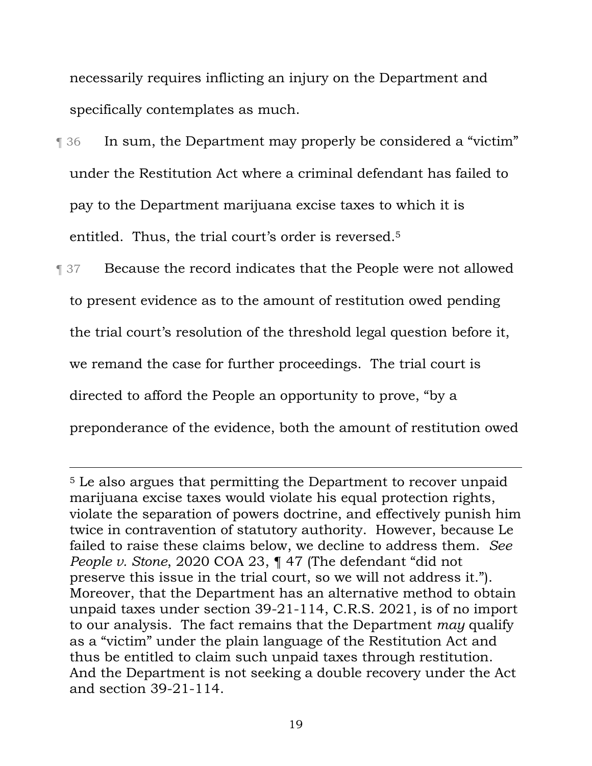necessarily requires inflicting an injury on the Department and specifically contemplates as much.

¶ 36 In sum, the Department may properly be considered a "victim" under the Restitution Act where a criminal defendant has failed to pay to the Department marijuana excise taxes to which it is entitled. Thus, the trial court's order is reversed.[5]

¶ 37 Because the record indicates that the People were not allowed to present evidence as to the amount of restitution owed pending the trial court's resolution of the threshold legal question before it, we remand the case for further proceedings. The trial court is directed to afford the People an opportunity to prove, "by a preponderance of the evidence, both the amount of restitution owed

---

[5] Le also argues that permitting the Department to recover unpaid marijuana excise taxes would violate his equal protection rights, violate the separation of powers doctrine, and effectively punish him twice in contravention of statutory authority. However, because Le failed to raise these claims below, we decline to address them. *See People v. Stone*, 2020 COA 23, ¶ 47 (The defendant "did not preserve this issue in the trial court, so we will not address it."). Moreover, that the Department has an alternative method to obtain unpaid taxes under section 39-21-114, C.R.S. 2021, is of no import to our analysis. The fact remains that the Department *may* qualify as a "victim" under the plain language of the Restitution Act and thus be entitled to claim such unpaid taxes through restitution. And the Department is not seeking a double recovery under the Act and section 39-21-114.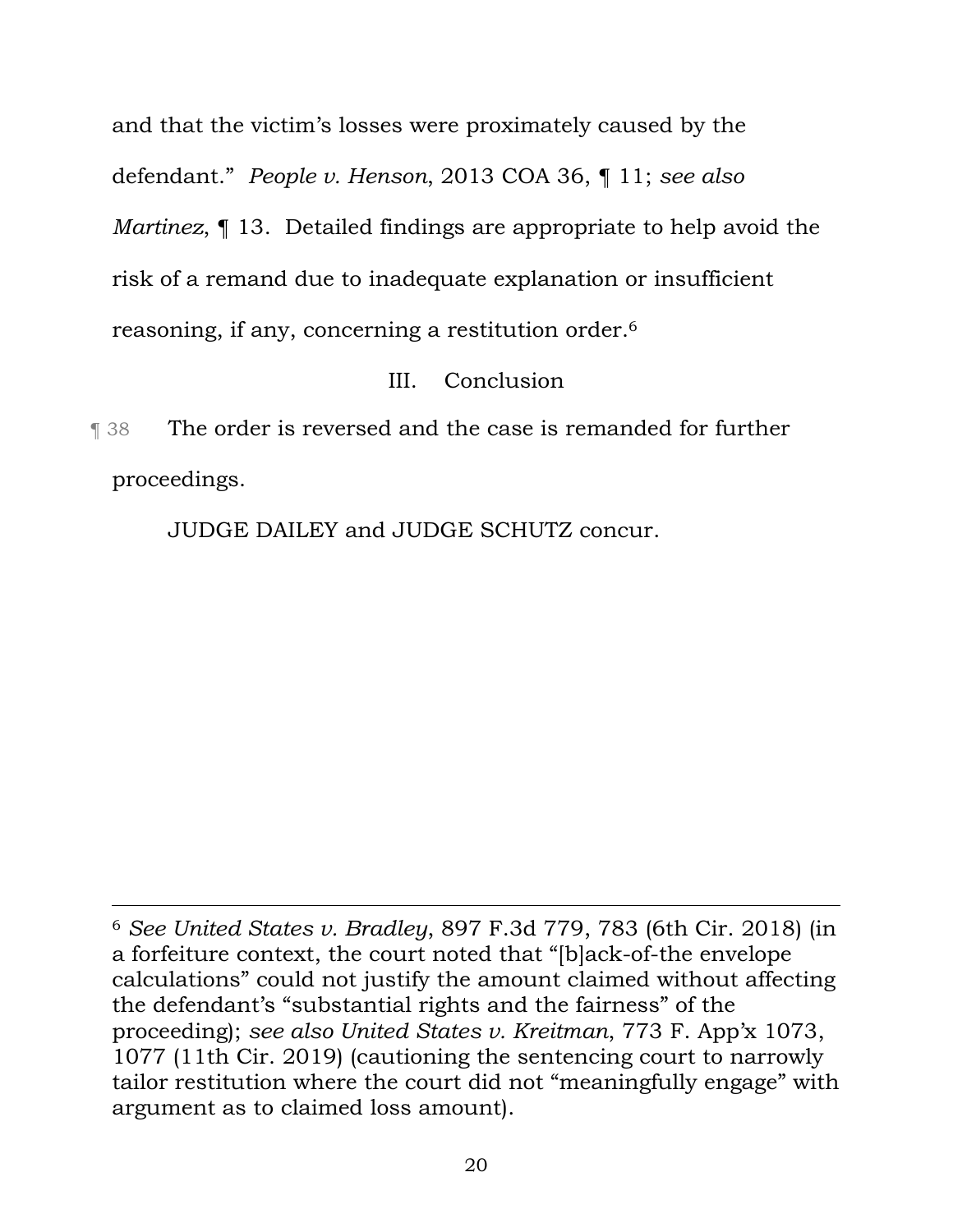and that the victim's losses were proximately caused by the defendant." *People v. Henson*, 2013 COA 36, ¶ 11; *see also Martinez*, ¶ 13. Detailed findings are appropriate to help avoid the risk of a remand due to inadequate explanation or insufficient reasoning, if any, concerning a restitution order.[6]

## III. Conclusion

¶ 38 The order is reversed and the case is remanded for further proceedings.

JUDGE DAILEY and JUDGE SCHUTZ concur.

---

[6] *See United States v. Bradley*, 897 F.3d 779, 783 (6th Cir. 2018) (in a forfeiture context, the court noted that "[b]ack-of-the envelope calculations" could not justify the amount claimed without affecting the defendant's "substantial rights and the fairness" of the proceeding); *see also United States v. Kreitman*, 773 F. App'x 1073, 1077 (11th Cir. 2019) (cautioning the sentencing court to narrowly tailor restitution where the court did not "meaningfully engage" with argument as to claimed loss amount).